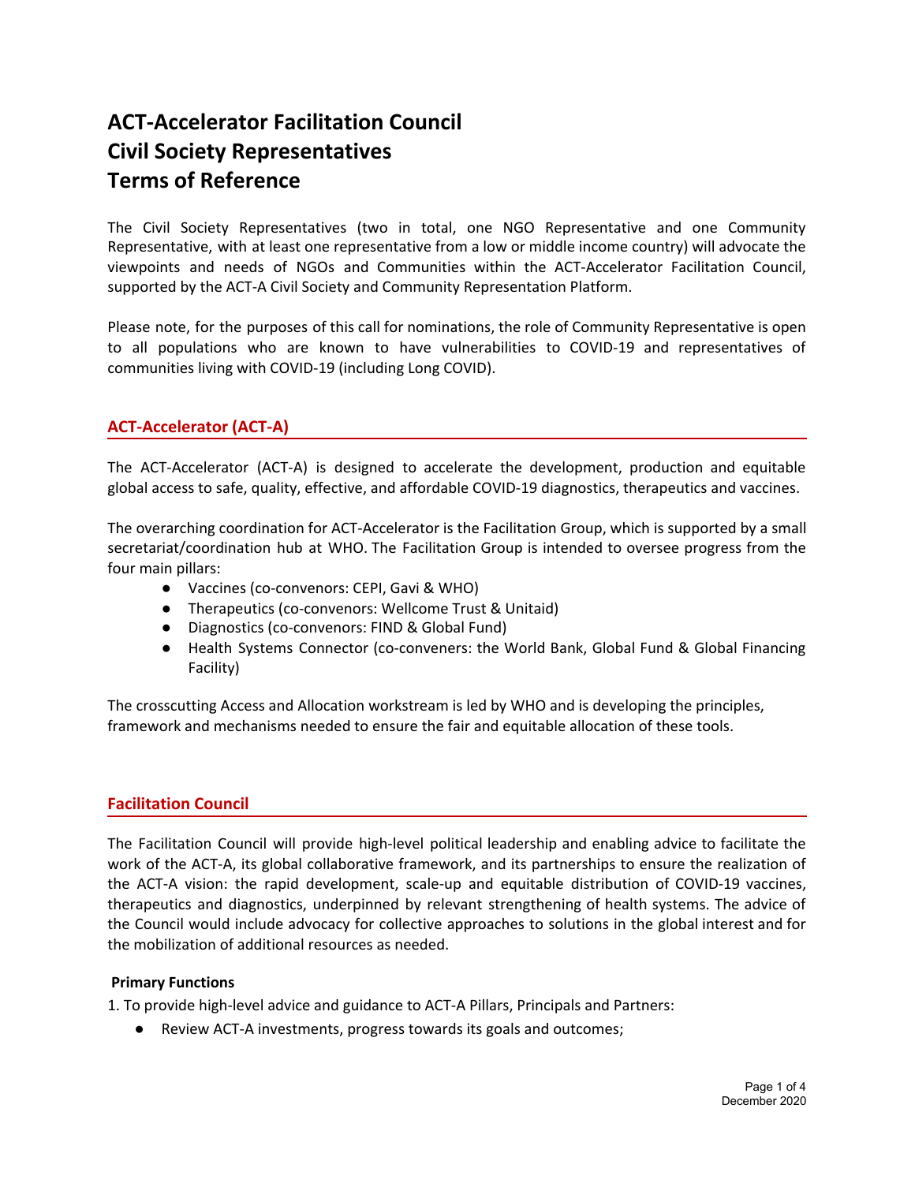# ACT-Accelerator Facilitation Council
# Civil Society Representatives
# Terms of Reference

The Civil Society Representatives (two in total, one NGO Representative and one Community Representative, with at least one representative from a low or middle income country) will advocate the viewpoints and needs of NGOs and Communities within the ACT-Accelerator Facilitation Council, supported by the ACT-A Civil Society and Community Representation Platform.

Please note, for the purposes of this call for nominations, the role of Community Representative is open to all populations who are known to have vulnerabilities to COVID-19 and representatives of communities living with COVID-19 (including Long COVID).

## ACT-Accelerator (ACT-A)

The ACT-Accelerator (ACT-A) is designed to accelerate the development, production and equitable global access to safe, quality, effective, and affordable COVID-19 diagnostics, therapeutics and vaccines.

The overarching coordination for ACT-Accelerator is the Facilitation Group, which is supported by a small secretariat/coordination hub at WHO. The Facilitation Group is intended to oversee progress from the four main pillars:

- Vaccines (co-convenors: CEPI, Gavi & WHO)
- Therapeutics (co-convenors: Wellcome Trust & Unitaid)
- Diagnostics (co-convenors: FIND & Global Fund)
- Health Systems Connector (co-conveners: the World Bank, Global Fund & Global Financing Facility)

The crosscutting Access and Allocation workstream is led by WHO and is developing the principles, framework and mechanisms needed to ensure the fair and equitable allocation of these tools.

## Facilitation Council

The Facilitation Council will provide high-level political leadership and enabling advice to facilitate the work of the ACT-A, its global collaborative framework, and its partnerships to ensure the realization of the ACT-A vision: the rapid development, scale-up and equitable distribution of COVID-19 vaccines, therapeutics and diagnostics, underpinned by relevant strengthening of health systems. The advice of the Council would include advocacy for collective approaches to solutions in the global interest and for the mobilization of additional resources as needed.

**Primary Functions**

1. To provide high-level advice and guidance to ACT-A Pillars, Principals and Partners:
   - Review ACT-A investments, progress towards its goals and outcomes;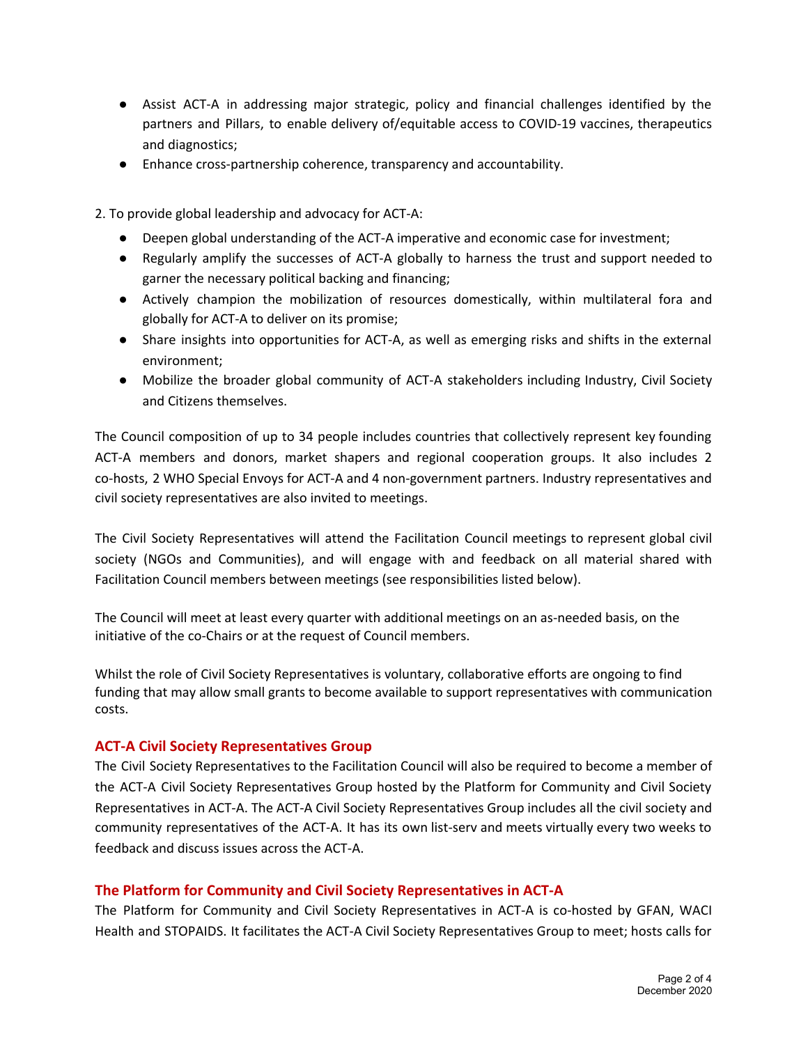- Assist ACT-A in addressing major strategic, policy and financial challenges identified by the partners and Pillars, to enable delivery of/equitable access to COVID-19 vaccines, therapeutics and diagnostics;
- Enhance cross-partnership coherence, transparency and accountability.

2. To provide global leadership and advocacy for ACT-A:

- Deepen global understanding of the ACT-A imperative and economic case for investment;
- Regularly amplify the successes of ACT-A globally to harness the trust and support needed to garner the necessary political backing and financing;
- Actively champion the mobilization of resources domestically, within multilateral fora and globally for ACT-A to deliver on its promise;
- Share insights into opportunities for ACT-A, as well as emerging risks and shifts in the external environment;
- Mobilize the broader global community of ACT-A stakeholders including Industry, Civil Society and Citizens themselves.

The Council composition of up to 34 people includes countries that collectively represent key founding ACT-A members and donors, market shapers and regional cooperation groups. It also includes 2 co-hosts, 2 WHO Special Envoys for ACT-A and 4 non-government partners. Industry representatives and civil society representatives are also invited to meetings.

The Civil Society Representatives will attend the Facilitation Council meetings to represent global civil society (NGOs and Communities), and will engage with and feedback on all material shared with Facilitation Council members between meetings (see responsibilities listed below).

The Council will meet at least every quarter with additional meetings on an as-needed basis, on the initiative of the co-Chairs or at the request of Council members.

Whilst the role of Civil Society Representatives is voluntary, collaborative efforts are ongoing to find funding that may allow small grants to become available to support representatives with communication costs.

## ACT-A Civil Society Representatives Group

The Civil Society Representatives to the Facilitation Council will also be required to become a member of the ACT-A Civil Society Representatives Group hosted by the Platform for Community and Civil Society Representatives in ACT-A. The ACT-A Civil Society Representatives Group includes all the civil society and community representatives of the ACT-A. It has its own list-serv and meets virtually every two weeks to feedback and discuss issues across the ACT-A.

## The Platform for Community and Civil Society Representatives in ACT-A

The Platform for Community and Civil Society Representatives in ACT-A is co-hosted by GFAN, WACI Health and STOPAIDS. It facilitates the ACT-A Civil Society Representatives Group to meet; hosts calls for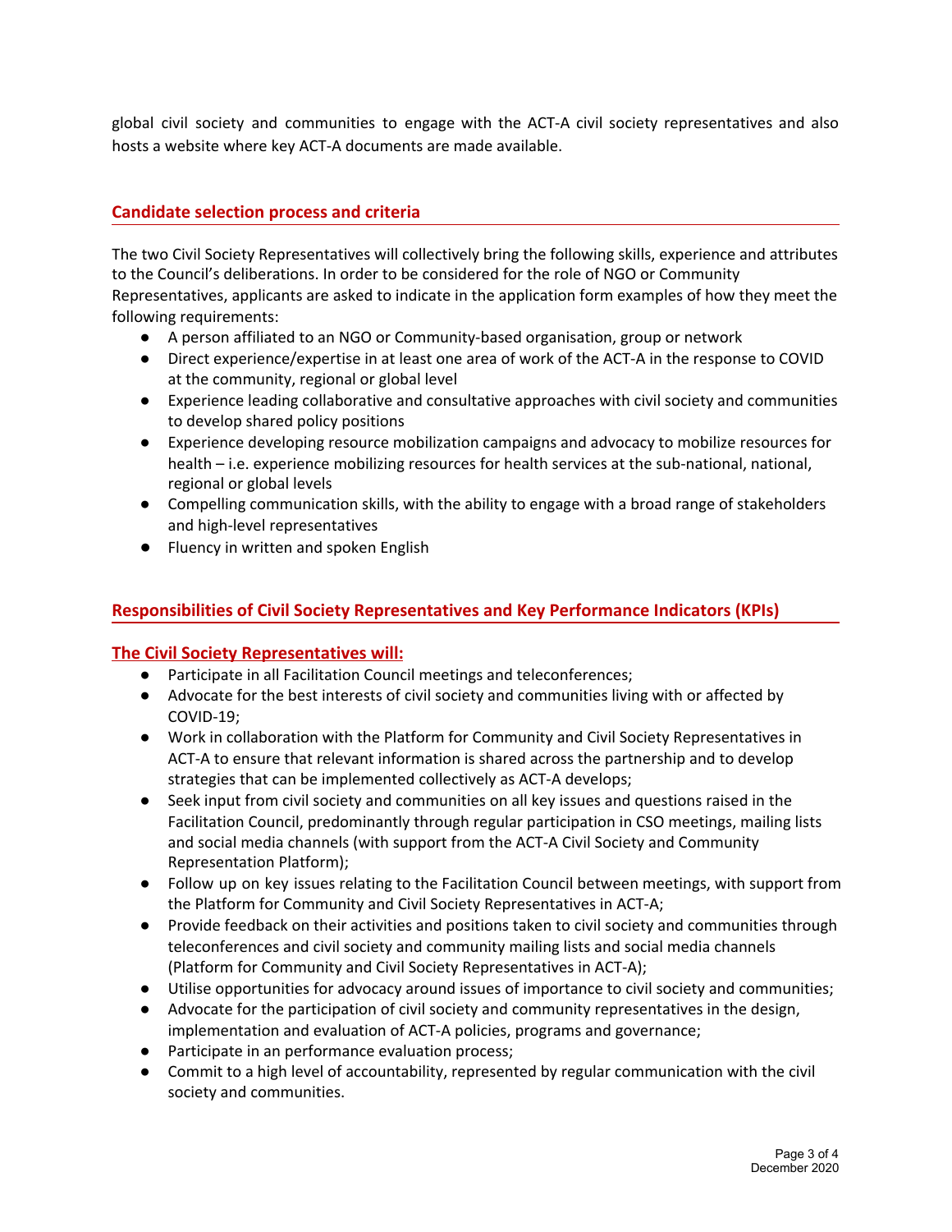global civil society and communities to engage with the ACT-A civil society representatives and also hosts a website where key ACT-A documents are made available.

## Candidate selection process and criteria

The two Civil Society Representatives will collectively bring the following skills, experience and attributes to the Council's deliberations. In order to be considered for the role of NGO or Community Representatives, applicants are asked to indicate in the application form examples of how they meet the following requirements:

- A person affiliated to an NGO or Community-based organisation, group or network
- Direct experience/expertise in at least one area of work of the ACT-A in the response to COVID at the community, regional or global level
- Experience leading collaborative and consultative approaches with civil society and communities to develop shared policy positions
- Experience developing resource mobilization campaigns and advocacy to mobilize resources for health – i.e. experience mobilizing resources for health services at the sub-national, national, regional or global levels
- Compelling communication skills, with the ability to engage with a broad range of stakeholders and high-level representatives
- Fluency in written and spoken English

## Responsibilities of Civil Society Representatives and Key Performance Indicators (KPIs)

### The Civil Society Representatives will:

- Participate in all Facilitation Council meetings and teleconferences;
- Advocate for the best interests of civil society and communities living with or affected by COVID-19;
- Work in collaboration with the Platform for Community and Civil Society Representatives in ACT-A to ensure that relevant information is shared across the partnership and to develop strategies that can be implemented collectively as ACT-A develops;
- Seek input from civil society and communities on all key issues and questions raised in the Facilitation Council, predominantly through regular participation in CSO meetings, mailing lists and social media channels (with support from the ACT-A Civil Society and Community Representation Platform);
- Follow up on key issues relating to the Facilitation Council between meetings, with support from the Platform for Community and Civil Society Representatives in ACT-A;
- Provide feedback on their activities and positions taken to civil society and communities through teleconferences and civil society and community mailing lists and social media channels (Platform for Community and Civil Society Representatives in ACT-A);
- Utilise opportunities for advocacy around issues of importance to civil society and communities;
- Advocate for the participation of civil society and community representatives in the design, implementation and evaluation of ACT-A policies, programs and governance;
- Participate in an performance evaluation process;
- Commit to a high level of accountability, represented by regular communication with the civil society and communities.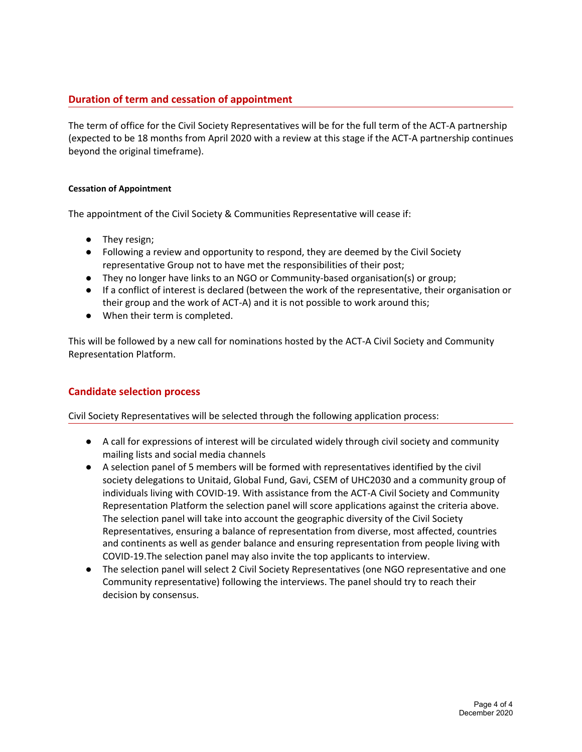## Duration of term and cessation of appointment

The term of office for the Civil Society Representatives will be for the full term of the ACT-A partnership (expected to be 18 months from April 2020 with a review at this stage if the ACT-A partnership continues beyond the original timeframe).

#### Cessation of Appointment

The appointment of the Civil Society & Communities Representative will cease if:

- They resign;
- Following a review and opportunity to respond, they are deemed by the Civil Society representative Group not to have met the responsibilities of their post;
- They no longer have links to an NGO or Community-based organisation(s) or group;
- If a conflict of interest is declared (between the work of the representative, their organisation or their group and the work of ACT-A) and it is not possible to work around this;
- When their term is completed.

This will be followed by a new call for nominations hosted by the ACT-A Civil Society and Community Representation Platform.

## Candidate selection process

Civil Society Representatives will be selected through the following application process:

- A call for expressions of interest will be circulated widely through civil society and community mailing lists and social media channels
- A selection panel of 5 members will be formed with representatives identified by the civil society delegations to Unitaid, Global Fund, Gavi, CSEM of UHC2030 and a community group of individuals living with COVID-19. With assistance from the ACT-A Civil Society and Community Representation Platform the selection panel will score applications against the criteria above. The selection panel will take into account the geographic diversity of the Civil Society Representatives, ensuring a balance of representation from diverse, most affected, countries and continents as well as gender balance and ensuring representation from people living with COVID-19.The selection panel may also invite the top applicants to interview.
- The selection panel will select 2 Civil Society Representatives (one NGO representative and one Community representative) following the interviews. The panel should try to reach their decision by consensus.